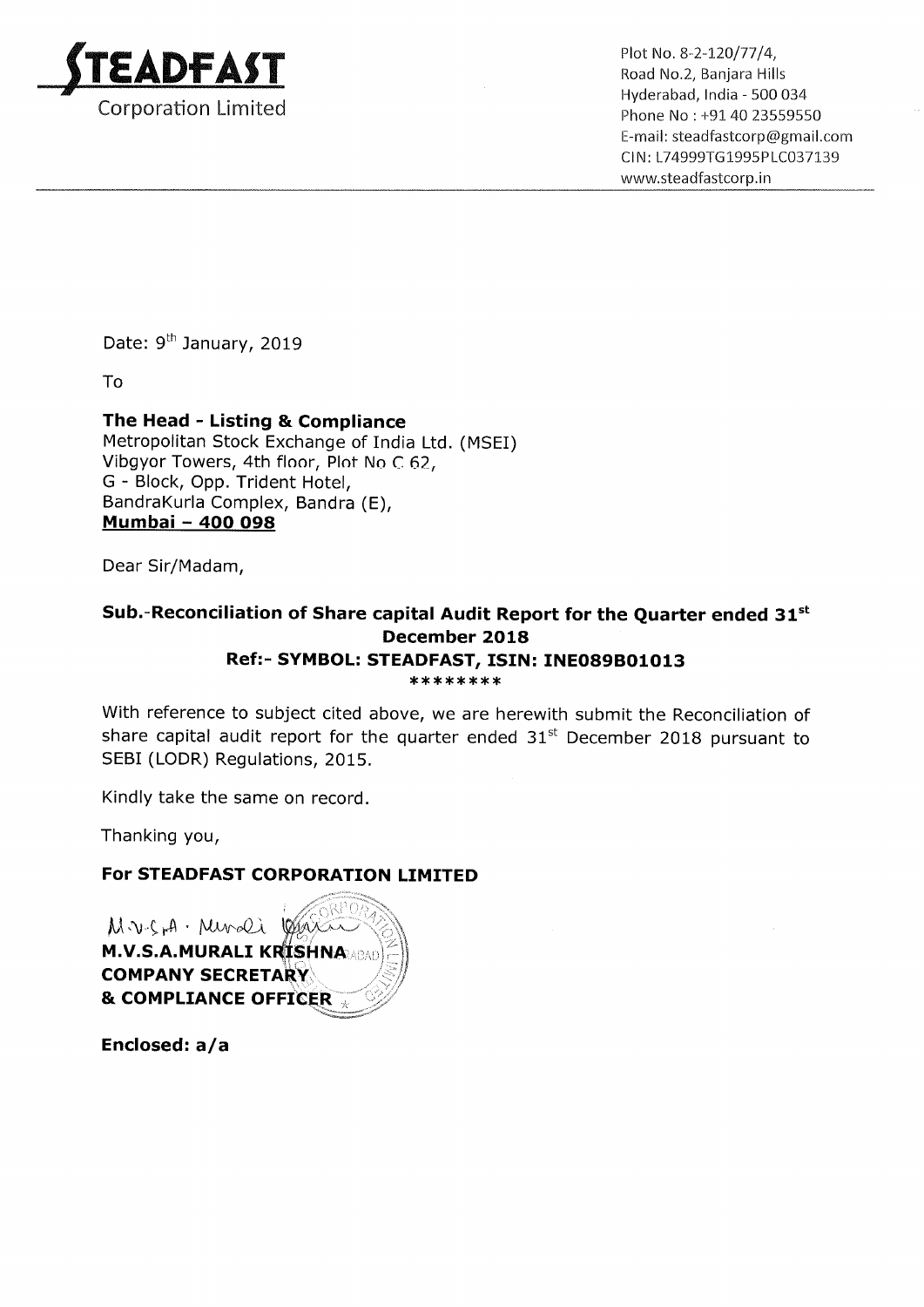**STEADFAST**
Corporation Limited

Plot No. 8-2-120/77/4,
Road No.2, Banjara Hills
Hyderabad, India - 500 034
Phone No : +91 40 23559550
E-mail: steadfastcorp@gmail.com
CIN: L74999TG1995PLC037139
www.steadfastcorp.in

Date: 9th January, 2019

To

**The Head - Listing & Compliance**
Metropolitan Stock Exchange of India Ltd. (MSEI)
Vibgyor Towers, 4th floor, Plot No C 62,
G - Block, Opp. Trident Hotel,
BandraKurla Complex, Bandra (E),
**Mumbai – 400 098**

Dear Sir/Madam,

**Sub.-Reconciliation of Share capital Audit Report for the Quarter ended 31st December 2018**
**Ref:- SYMBOL: STEADFAST, ISIN: INE089B01013**
********

With reference to subject cited above, we are herewith submit the Reconciliation of share capital audit report for the quarter ended 31st December 2018 pursuant to SEBI (LODR) Regulations, 2015.

Kindly take the same on record.

Thanking you,

**For STEADFAST CORPORATION LIMITED**

M.V.S.A. Murali

**M.V.S.A.MURALI KRISHNA**
**COMPANY SECRETARY**
**& COMPLIANCE OFFICER**

**Enclosed: a/a**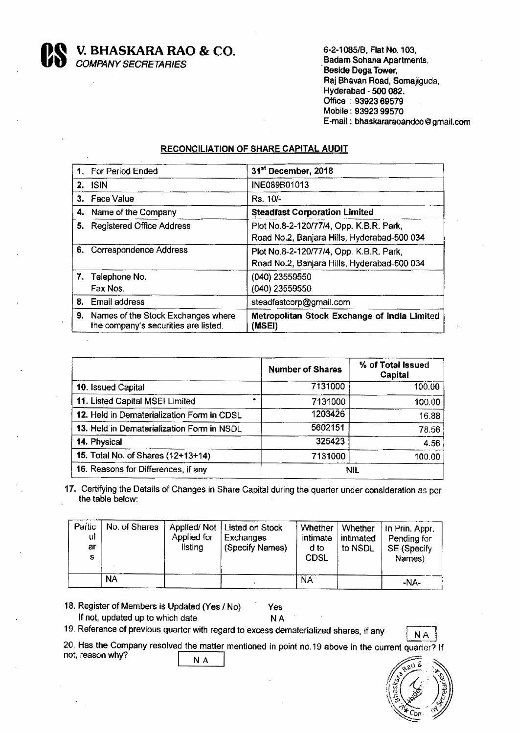**V. BHASKARA RAO & CO.**
*COMPANY SECRETARIES*

6-2-1085/B, Flat No. 103,
Badam Sohana Apartments,
Beside Dega Tower,
Raj Bhavan Road, Somajiguda,
Hyderabad - 500 082.
Office : 93923 69579
Mobile : 93923 99570
E-mail : bhaskararaoandco@gmail.com

## RECONCILIATION OF SHARE CAPITAL AUDIT

| | |
|---|---|
| 1. For Period Ended | **31st December, 2018** |
| 2. ISIN | INE089B01013 |
| 3. Face Value | Rs. 10/- |
| 4. Name of the Company | **Steadfast Corporation Limited** |
| 5. Registered Office Address | Plot No.8-2-120/77/4, Opp. K.B.R. Park, Road No.2, Banjara Hills, Hyderabad-500 034 |
| 6. Correspondence Address | Plot No.8-2-120/77/4, Opp. K.B.R. Park, Road No.2, Banjara Hills, Hyderabad-500 034 |
| 7. Telephone No. Fax Nos. | (040) 23559550 (040) 23559550 |
| 8. Email address | steadfastcorp@gmail.com |
| 9. Names of the Stock Exchanges where the company's securities are listed. | **Metropolitan Stock Exchange of India Limited (MSEI)** |

| | Number of Shares | % of Total Issued Capital |
|---|---|---|
| 10. Issued Capital | 7131000 | 100.00 |
| 11. Listed Capital MSEI Limited | 7131000 | 100.00 |
| 12. Held in Dematerialization Form in CDSL | 1203426 | 16.88 |
| 13. Held in Dematerialization Form in NSDL | 5602151 | 78.56 |
| 14. Physical | 325423 | 4.56 |
| 15. Total No. of Shares (12+13+14) | 7131000 | 100.00 |
| 16. Reasons for Differences, if any | NIL | |

17. Certifying the Details of Changes in Share Capital during the quarter under consideration as per the table below:

| Particulars | No. of Shares | Applied/ Not Applied for listing | Listed on Stock Exchanges (Specify Names) | Whether intimated to CDSL | Whether intimated to NSDL | In Prin. Appr. Pending for SE (Specify Names) |
|---|---|---|---|---|---|---|
| | NA | | | NA | | -NA- |

18. Register of Members is Updated (Yes / No) Yes
If not, updated up to which date N A

19. Reference of previous quarter with regard to excess dematerialized shares, if any N A

20. Has the Company resolved the matter mentioned in point no.19 above in the current quarter? If not, reason why? N A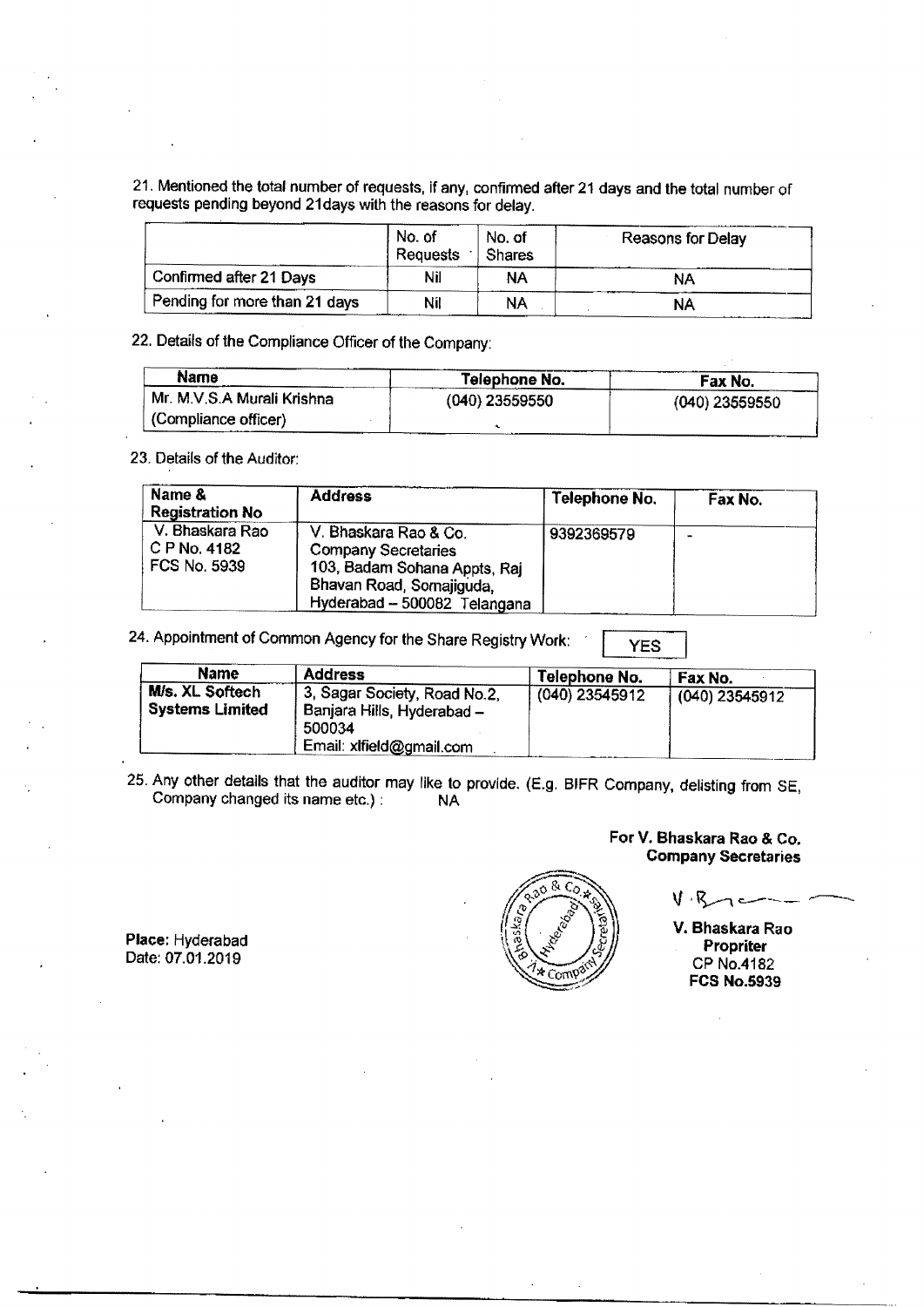21. Mentioned the total number of requests, if any, confirmed after 21 days and the total number of requests pending beyond 21days with the reasons for delay.

| | No. of Requests | No. of Shares | Reasons for Delay |
|---|---|---|---|
| Confirmed after 21 Days | Nil | NA | NA |
| Pending for more than 21 days | Nil | NA | NA |

22. Details of the Compliance Officer of the Company:

| Name | Telephone No. | Fax No. |
|---|---|---|
| Mr. M.V.S.A Murali Krishna (Compliance officer) | (040) 23559550 | (040) 23559550 |

23. Details of the Auditor:

| Name & Registration No | Address | Telephone No. | Fax No. |
|---|---|---|---|
| V. Bhaskara Rao C P No. 4182 FCS No. 5939 | V. Bhaskara Rao & Co. Company Secretaries 103, Badam Sohana Appts, Raj Bhavan Road, Somajiguda, Hyderabad – 500082 Telangana | 9392369579 | - |

24. Appointment of Common Agency for the Share Registry Work: YES

| Name | Address | Telephone No. | Fax No. |
|---|---|---|---|
| **M/s. XL Softech Systems Limited** | 3, Sagar Society, Road No.2, Banjara Hills, Hyderabad – 500034 Email: xlfield@gmail.com | (040) 23545912 | (040) 23545912 |

25. Any other details that the auditor may like to provide. (E.g. BIFR Company, delisting from SE, Company changed its name etc.) : NA

**For V. Bhaskara Rao & Co.**
**Company Secretaries**

**V. Bhaskara Rao**
**Propriter**
CP No.4182
**FCS No.5939**

**Place:** Hyderabad
Date: 07.01.2019